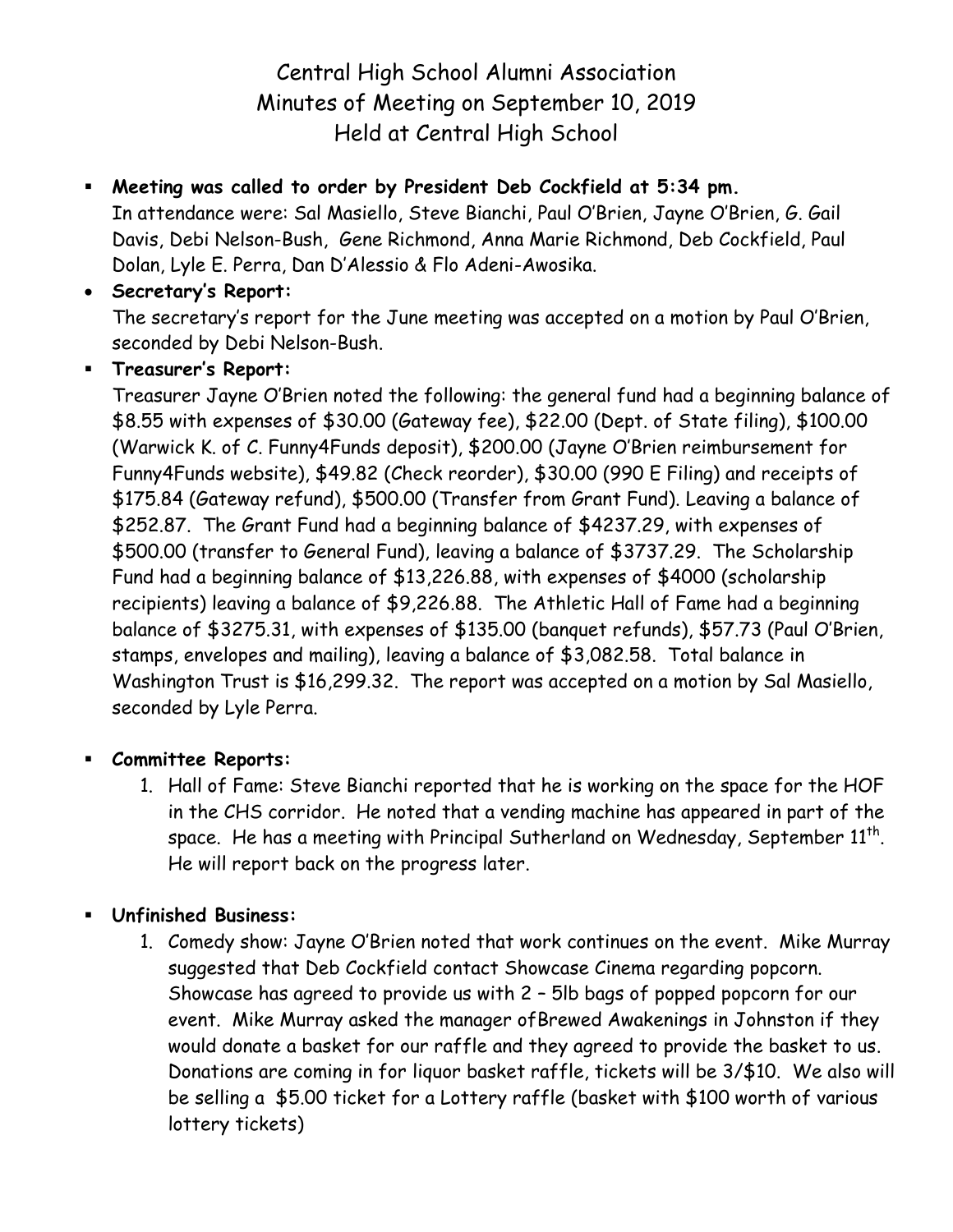# Central High School Alumni Association
## Minutes of Meeting on September 10, 2019
## Held at Central High School

- **Meeting was called to order by President Deb Cockfield at 5:34 pm.**
  In attendance were: Sal Masiello, Steve Bianchi, Paul O'Brien, Jayne O'Brien, G. Gail Davis, Debi Nelson-Bush, Gene Richmond, Anna Marie Richmond, Deb Cockfield, Paul Dolan, Lyle E. Perra, Dan D'Alessio & Flo Adeni-Awosika.

- **Secretary's Report:**
  The secretary's report for the June meeting was accepted on a motion by Paul O'Brien, seconded by Debi Nelson-Bush.

- **Treasurer's Report:**
  Treasurer Jayne O'Brien noted the following: the general fund had a beginning balance of $8.55 with expenses of $30.00 (Gateway fee), $22.00 (Dept. of State filing), $100.00 (Warwick K. of C. Funny4Funds deposit), $200.00 (Jayne O'Brien reimbursement for Funny4Funds website), $49.82 (Check reorder), $30.00 (990 E Filing) and receipts of $175.84 (Gateway refund), $500.00 (Transfer from Grant Fund). Leaving a balance of $252.87. The Grant Fund had a beginning balance of $4237.29, with expenses of $500.00 (transfer to General Fund), leaving a balance of $3737.29. The Scholarship Fund had a beginning balance of $13,226.88, with expenses of $4000 (scholarship recipients) leaving a balance of $9,226.88. The Athletic Hall of Fame had a beginning balance of $3275.31, with expenses of $135.00 (banquet refunds), $57.73 (Paul O'Brien, stamps, envelopes and mailing), leaving a balance of $3,082.58. Total balance in Washington Trust is $16,299.32. The report was accepted on a motion by Sal Masiello, seconded by Lyle Perra.

- **Committee Reports:**
  1. Hall of Fame: Steve Bianchi reported that he is working on the space for the HOF in the CHS corridor. He noted that a vending machine has appeared in part of the space. He has a meeting with Principal Sutherland on Wednesday, September 11th. He will report back on the progress later.

- **Unfinished Business:**
  1. Comedy show: Jayne O'Brien noted that work continues on the event. Mike Murray suggested that Deb Cockfield contact Showcase Cinema regarding popcorn. Showcase has agreed to provide us with 2 – 5lb bags of popped popcorn for our event. Mike Murray asked the manager ofBrewed Awakenings in Johnston if they would donate a basket for our raffle and they agreed to provide the basket to us. Donations are coming in for liquor basket raffle, tickets will be 3/$10. We also will be selling a $5.00 ticket for a Lottery raffle (basket with $100 worth of various lottery tickets)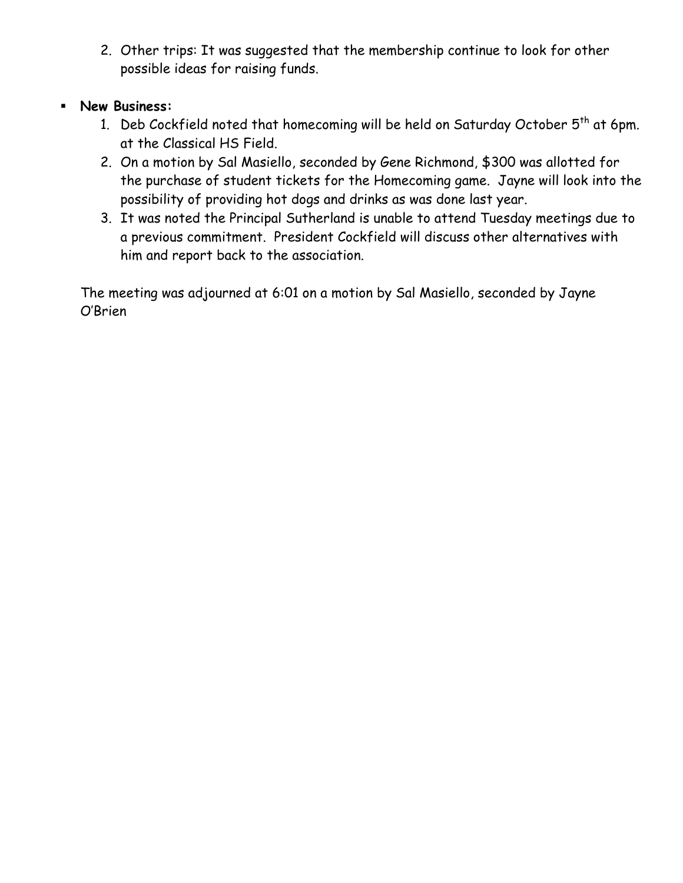2. Other trips: It was suggested that the membership continue to look for other possible ideas for raising funds.

- **New Business:**
  1. Deb Cockfield noted that homecoming will be held on Saturday October 5th at 6pm. at the Classical HS Field.
  2. On a motion by Sal Masiello, seconded by Gene Richmond, $300 was allotted for the purchase of student tickets for the Homecoming game. Jayne will look into the possibility of providing hot dogs and drinks as was done last year.
  3. It was noted the Principal Sutherland is unable to attend Tuesday meetings due to a previous commitment. President Cockfield will discuss other alternatives with him and report back to the association.

The meeting was adjourned at 6:01 on a motion by Sal Masiello, seconded by Jayne O'Brien